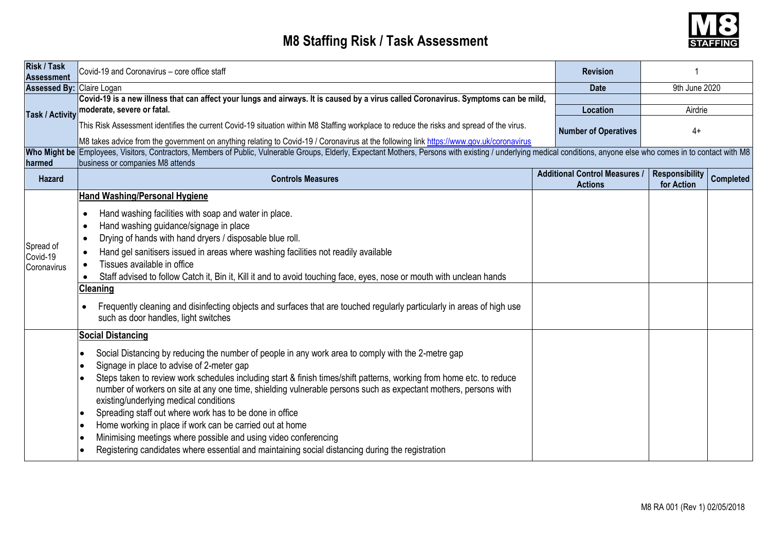# M8 Staffing Risk / Task Assessment

| | | | |
|---|---|---|---|
| **Risk / Task Assessment** | Covid-19 and Coronavirus – core office staff | **Revision** | 1 |
| **Assessed By:** | Claire Logan | **Date** | 9th June 2020 |
| **Task / Activity** | **Covid-19 is a new illness that can affect your lungs and airways. It is caused by a virus called Coronavirus. Symptoms can be mild, moderate, severe or fatal.**<br>This Risk Assessment identifies the current Covid-19 situation within M8 Staffing workplace to reduce the risks and spread of the virus.<br>M8 takes advice from the government on anything relating to Covid-19 / Coronavirus at the following link https://www.gov.uk/coronavirus | **Location**<br>**Number of Operatives** | Airdrie<br>4+ |
| **Who Might be harmed** | Employees, Visitors, Contractors, Members of Public, Vulnerable Groups, Elderly, Expectant Mothers, Persons with existing / underlying medical conditions, anyone else who comes in to contact with M8 business or companies M8 attends | | |

| Hazard | Controls Measures | Additional Control Measures / Actions | Responsibility for Action | Completed |
|---|---|---|---|---|
| Spread of Covid-19 Coronavirus | **Hand Washing/Personal Hygiene**<br>• Hand washing facilities with soap and water in place.<br>• Hand washing guidance/signage in place<br>• Drying of hands with hand dryers / disposable blue roll.<br>• Hand gel sanitisers issued in areas where washing facilities not readily available<br>• Tissues available in office<br>• Staff advised to follow Catch it, Bin it, Kill it and to avoid touching face, eyes, nose or mouth with unclean hands | | | |
| | **Cleaning**<br>• Frequently cleaning and disinfecting objects and surfaces that are touched regularly particularly in areas of high use such as door handles, light switches | | | |
| | **Social Distancing**<br>• Social Distancing by reducing the number of people in any work area to comply with the 2-metre gap<br>• Signage in place to advise of 2-meter gap<br>• Steps taken to review work schedules including start & finish times/shift patterns, working from home etc. to reduce number of workers on site at any one time, shielding vulnerable persons such as expectant mothers, persons with existing/underlying medical conditions<br>• Spreading staff out where work has to be done in office<br>• Home working in place if work can be carried out at home<br>• Minimising meetings where possible and using video conferencing<br>• Registering candidates where essential and maintaining social distancing during the registration | | | |

M8 RA 001 (Rev 1) 02/05/2018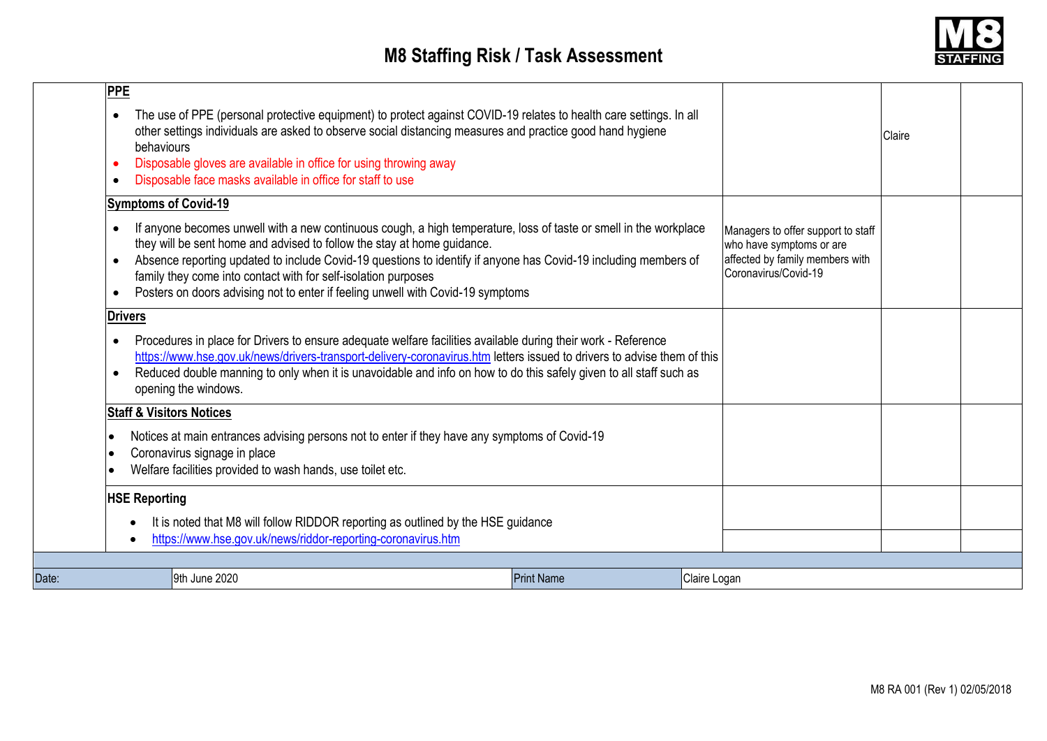# M8 Staffing Risk / Task Assessment

| | | | | |
|---|---|---|---|---|
| | **PPE**<br>• The use of PPE (personal protective equipment) to protect against COVID-19 relates to health care settings. In all other settings individuals are asked to observe social distancing measures and practice good hand hygiene behaviours<br>• Disposable gloves are available in office for using throwing away<br>• Disposable face masks available in office for staff to use | | Claire | |
| | **Symptoms of Covid-19**<br>• If anyone becomes unwell with a new continuous cough, a high temperature, loss of taste or smell in the workplace they will be sent home and advised to follow the stay at home guidance.<br>• Absence reporting updated to include Covid-19 questions to identify if anyone has Covid-19 including members of family they come into contact with for self-isolation purposes<br>• Posters on doors advising not to enter if feeling unwell with Covid-19 symptoms | Managers to offer support to staff who have symptoms or are affected by family members with Coronavirus/Covid-19 | | |
| | **Drivers**<br>• Procedures in place for Drivers to ensure adequate welfare facilities available during their work - Reference https://www.hse.gov.uk/news/drivers-transport-delivery-coronavirus.htm letters issued to drivers to advise them of this<br>• Reduced double manning to only when it is unavoidable and info on how to do this safely given to all staff such as opening the windows. | | | |
| | **Staff & Visitors Notices**<br>• Notices at main entrances advising persons not to enter if they have any symptoms of Covid-19<br>• Coronavirus signage in place<br>• Welfare facilities provided to wash hands, use toilet etc. | | | |
| | **HSE Reporting**<br>• It is noted that M8 will follow RIDDOR reporting as outlined by the HSE guidance<br>• https://www.hse.gov.uk/news/riddor-reporting-coronavirus.htm | | | |

| | | | |
|---|---|---|---|
| Date: | 9th June 2020 | Print Name | Claire Logan |

M8 RA 001 (Rev 1) 02/05/2018